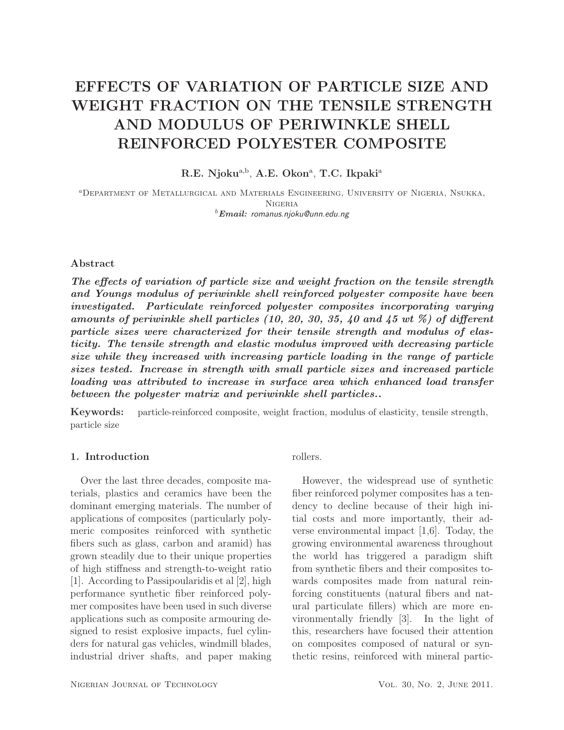# EFFECTS OF VARIATION OF PARTICLE SIZE AND WEIGHT FRACTION ON THE TENSILE STRENGTH AND MODULUS OF PERIWINKLE SHELL REINFORCED POLYESTER COMPOSITE

**R.E. Njoku**[a,b], **A.E. Okon**[a], **T.C. Ikpaki**[a]

[a]Department of Metallurgical and Materials Engineering, University of Nigeria, Nsukka, Nigeria
[b]***Email:*** *romanus.njoku@unn.edu.ng*

### Abstract

***The effects of variation of particle size and weight fraction on the tensile strength and Youngs modulus of periwinkle shell reinforced polyester composite have been investigated. Particulate reinforced polyester composites incorporating varying amounts of periwinkle shell particles (10, 20, 30, 35, 40 and 45 wt %) of different particle sizes were characterized for their tensile strength and modulus of elasticity. The tensile strength and elastic modulus improved with decreasing particle size while they increased with increasing particle loading in the range of particle sizes tested. Increase in strength with small particle sizes and increased particle loading was attributed to increase in surface area which enhanced load transfer between the polyester matrix and periwinkle shell particles..***

**Keywords:** particle-reinforced composite, weight fraction, modulus of elasticity, tensile strength, particle size

### 1. Introduction

Over the last three decades, composite materials, plastics and ceramics have been the dominant emerging materials. The number of applications of composites (particularly polymeric composites reinforced with synthetic fibers such as glass, carbon and aramid) has grown steadily due to their unique properties of high stiffness and strength-to-weight ratio [1]. According to Passipoularidis et al [2], high performance synthetic fiber reinforced polymer composites have been used in such diverse applications such as composite armouring designed to resist explosive impacts, fuel cylinders for natural gas vehicles, windmill blades, industrial driver shafts, and paper making rollers.

However, the widespread use of synthetic fiber reinforced polymer composites has a tendency to decline because of their high initial costs and more importantly, their adverse environmental impact [1,6]. Today, the growing environmental awareness throughout the world has triggered a paradigm shift from synthetic fibers and their composites towards composites made from natural reinforcing constituents (natural fibers and natural particulate fillers) which are more environmentally friendly [3]. In the light of this, researchers have focused their attention on composites composed of natural or synthetic resins, reinforced with mineral partic-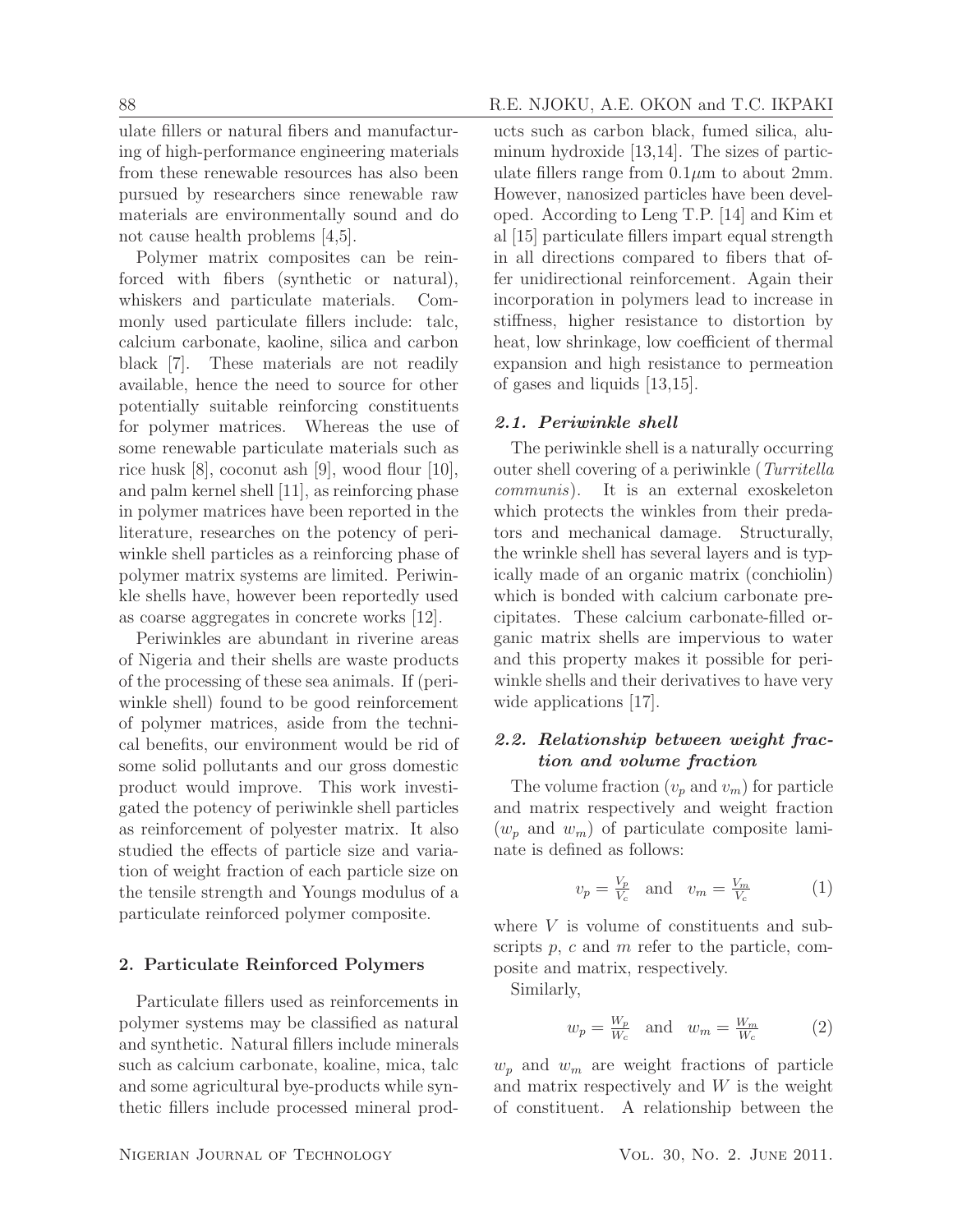ulate fillers or natural fibers and manufacturing of high-performance engineering materials from these renewable resources has also been pursued by researchers since renewable raw materials are environmentally sound and do not cause health problems [4,5].

Polymer matrix composites can be reinforced with fibers (synthetic or natural), whiskers and particulate materials. Commonly used particulate fillers include: talc, calcium carbonate, kaoline, silica and carbon black [7]. These materials are not readily available, hence the need to source for other potentially suitable reinforcing constituents for polymer matrices. Whereas the use of some renewable particulate materials such as rice husk [8], coconut ash [9], wood flour [10], and palm kernel shell [11], as reinforcing phase in polymer matrices have been reported in the literature, researches on the potency of periwinkle shell particles as a reinforcing phase of polymer matrix systems are limited. Periwinkle shells have, however been reportedly used as coarse aggregates in concrete works [12].

Periwinkles are abundant in riverine areas of Nigeria and their shells are waste products of the processing of these sea animals. If (periwinkle shell) found to be good reinforcement of polymer matrices, aside from the technical benefits, our environment would be rid of some solid pollutants and our gross domestic product would improve. This work investigated the potency of periwinkle shell particles as reinforcement of polyester matrix. It also studied the effects of particle size and variation of weight fraction of each particle size on the tensile strength and Youngs modulus of a particulate reinforced polymer composite.

## 2. Particulate Reinforced Polymers

Particulate fillers used as reinforcements in polymer systems may be classified as natural and synthetic. Natural fillers include minerals such as calcium carbonate, koaline, mica, talc and some agricultural bye-products while synthetic fillers include processed mineral products such as carbon black, fumed silica, aluminum hydroxide [13,14]. The sizes of particulate fillers range from 0.1$\mu$m to about 2mm. However, nanosized particles have been developed. According to Leng T.P. [14] and Kim et al [15] particulate fillers impart equal strength in all directions compared to fibers that offer unidirectional reinforcement. Again their incorporation in polymers lead to increase in stiffness, higher resistance to distortion by heat, low shrinkage, low coefficient of thermal expansion and high resistance to permeation of gases and liquids [13,15].

### *2.1. Periwinkle shell*

The periwinkle shell is a naturally occurring outer shell covering of a periwinkle (*Turritella communis*). It is an external exoskeleton which protects the winkles from their predators and mechanical damage. Structurally, the wrinkle shell has several layers and is typically made of an organic matrix (conchiolin) which is bonded with calcium carbonate precipitates. These calcium carbonate-filled organic matrix shells are impervious to water and this property makes it possible for periwinkle shells and their derivatives to have very wide applications [17].

### *2.2. Relationship between weight fraction and volume fraction*

The volume fraction ($v_p$ and $v_m$) for particle and matrix respectively and weight fraction ($w_p$ and $w_m$) of particulate composite laminate is defined as follows:

$$v_p = \frac{V_p}{V_c} \quad \text{and} \quad v_m = \frac{V_m}{V_c} \tag{1}$$

where $V$ is volume of constituents and subscripts $p$, $c$ and $m$ refer to the particle, composite and matrix, respectively.

Similarly,

$$w_p = \frac{W_p}{W_c} \quad \text{and} \quad w_m = \frac{W_m}{W_c} \tag{2}$$

$w_p$ and $w_m$ are weight fractions of particle and matrix respectively and $W$ is the weight of constituent. A relationship between the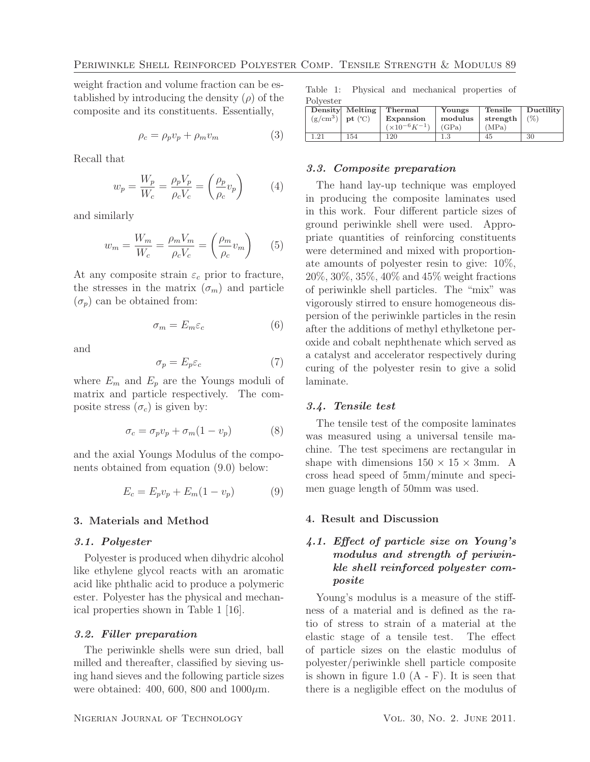weight fraction and volume fraction can be established by introducing the density ($\rho$) of the composite and its constituents. Essentially,

$$\rho_c = \rho_p v_p + \rho_m v_m \tag{3}$$

Recall that

$$w_p = \frac{W_p}{W_c} = \frac{\rho_p V_p}{\rho_c V_c} = \left(\frac{\rho_p}{\rho_c} v_p\right) \tag{4}$$

and similarly

$$w_m = \frac{W_m}{W_c} = \frac{\rho_m V_m}{\rho_c V_c} = \left(\frac{\rho_m}{\rho_c} v_m\right) \tag{5}$$

At any composite strain $\varepsilon_c$ prior to fracture, the stresses in the matrix ($\sigma_m$) and particle ($\sigma_p$) can be obtained from:

$$\sigma_m = E_m \varepsilon_c \tag{6}$$

and

$$\sigma_p = E_p \varepsilon_c \tag{7}$$

where $E_m$ and $E_p$ are the Youngs moduli of matrix and particle respectively. The composite stress ($\sigma_c$) is given by:

$$\sigma_c = \sigma_p v_p + \sigma_m (1 - v_p) \tag{8}$$

and the axial Youngs Modulus of the components obtained from equation (9.0) below:

$$E_c = E_p v_p + E_m (1 - v_p) \tag{9}$$

## 3. Materials and Method

### 3.1. Polyester

Polyester is produced when dihydric alcohol like ethylene glycol reacts with an aromatic acid like phthalic acid to produce a polymeric ester. Polyester has the physical and mechanical properties shown in Table 1 [16].

### 3.2. Filler preparation

The periwinkle shells were sun dried, ball milled and thereafter, classified by sieving using hand sieves and the following particle sizes were obtained: 400, 600, 800 and 1000$\mu$m.

Table 1: Physical and mechanical properties of Polyester

| Density (g/cm$^3$) | Melting pt (°C) | Thermal Expansion ($\times 10^{-6} K^{-1}$) | Youngs modulus (GPa) | Tensile strength (MPa) | Ductility (%) |
|---|---|---|---|---|---|
| 1.21 | 154 | 120 | 1.3 | 45 | 30 |

### 3.3. Composite preparation

The hand lay-up technique was employed in producing the composite laminates used in this work. Four different particle sizes of ground periwinkle shell were used. Appropriate quantities of reinforcing constituents were determined and mixed with proportionate amounts of polyester resin to give: 10%, 20%, 30%, 35%, 40% and 45% weight fractions of periwinkle shell particles. The "mix" was vigorously stirred to ensure homogeneous dispersion of the periwinkle particles in the resin after the additions of methyl ethylketone peroxide and cobalt nephthenate which served as a catalyst and accelerator respectively during curing of the polyester resin to give a solid laminate.

### 3.4. Tensile test

The tensile test of the composite laminates was measured using a universal tensile machine. The test specimens are rectangular in shape with dimensions 150 × 15 × 3mm. A cross head speed of 5mm/minute and specimen guage length of 50mm was used.

## 4. Result and Discussion

### 4.1. Effect of particle size on Young's modulus and strength of periwinkle shell reinforced polyester composite

Young's modulus is a measure of the stiffness of a material and is defined as the ratio of stress to strain of a material at the elastic stage of a tensile test. The effect of particle sizes on the elastic modulus of polyester/periwinkle shell particle composite is shown in figure 1.0 (A - F). It is seen that there is a negligible effect on the modulus of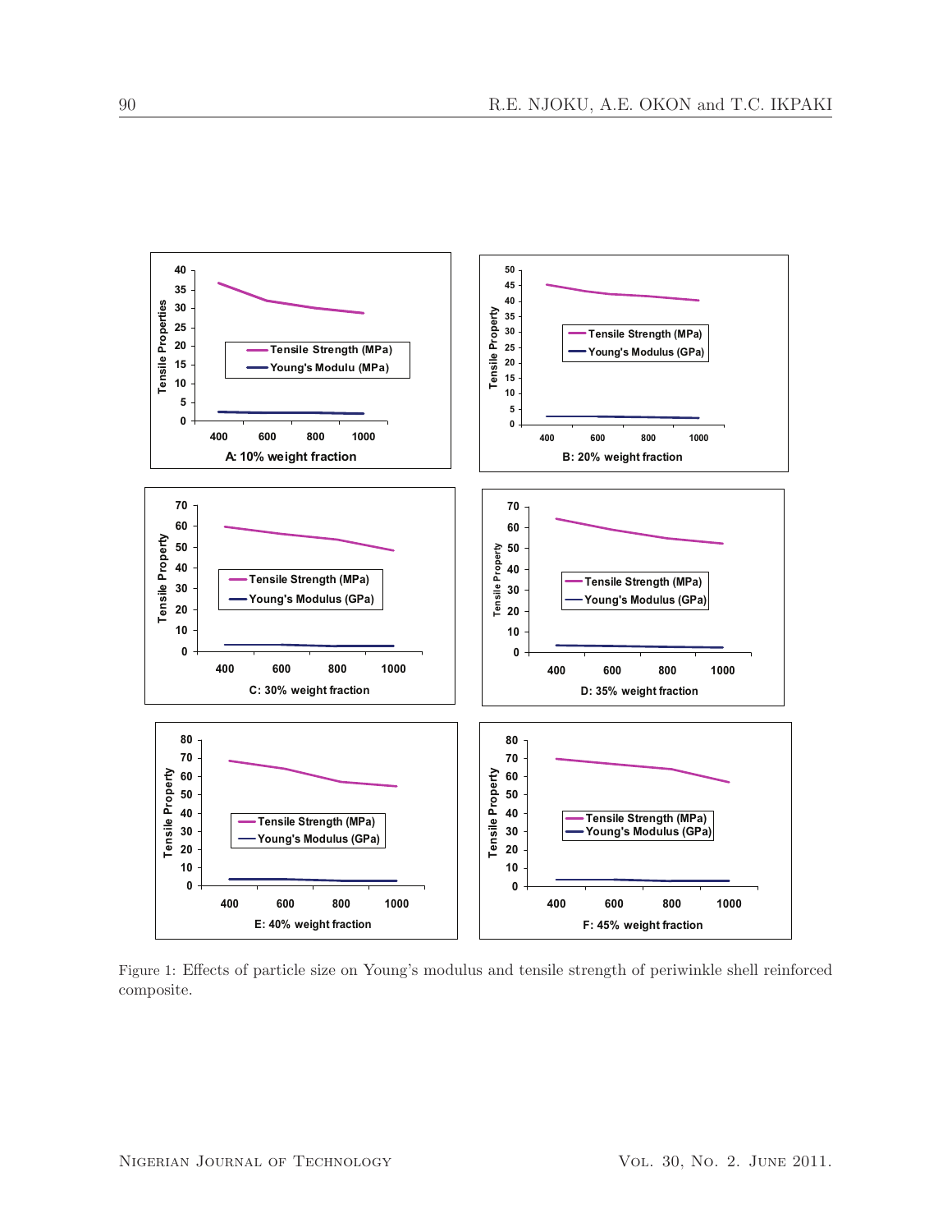Figure 1: Effects of particle size on Young's modulus and tensile strength of periwinkle shell reinforced composite.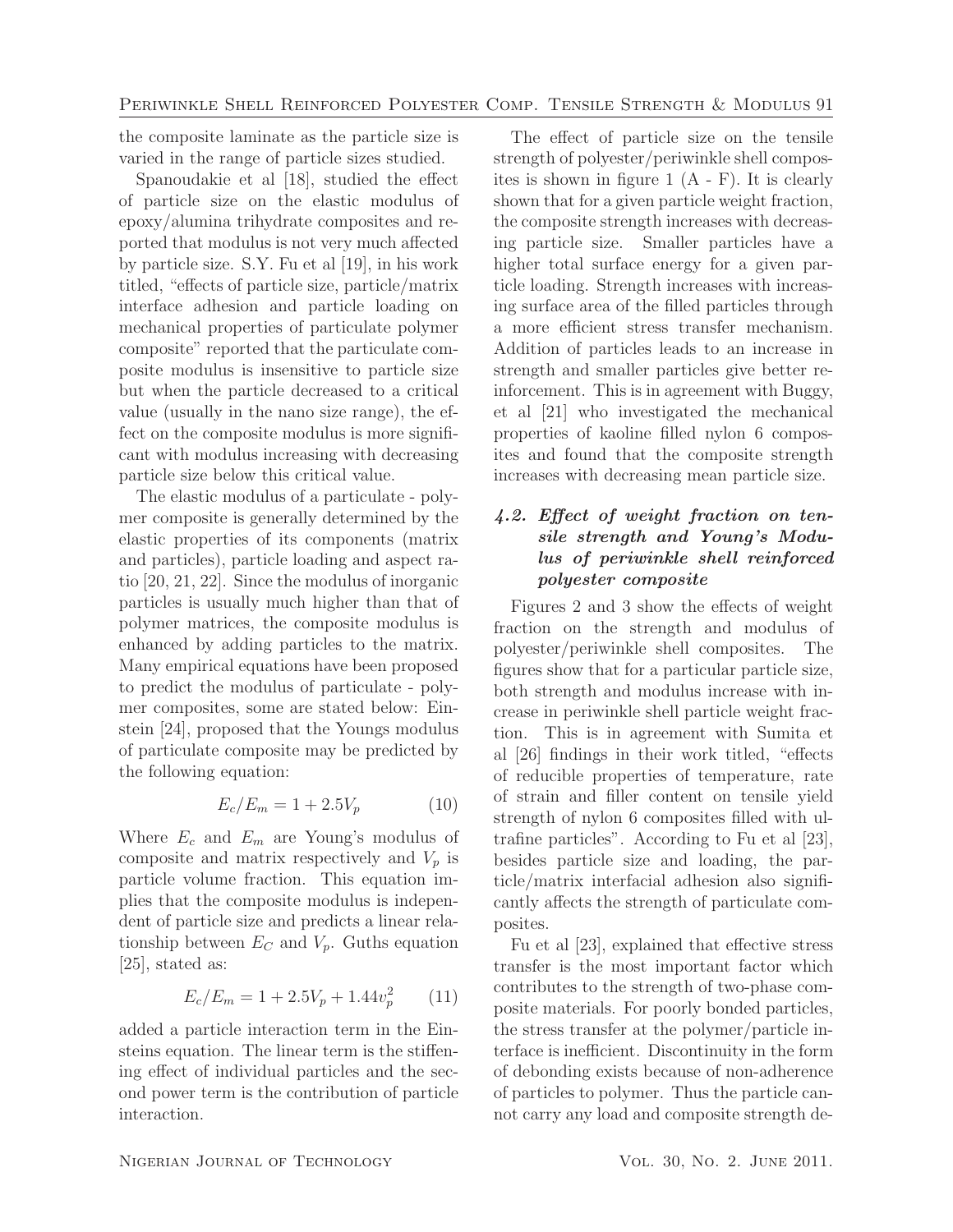the composite laminate as the particle size is varied in the range of particle sizes studied.

Spanoudakie et al [18], studied the effect of particle size on the elastic modulus of epoxy/alumina trihydrate composites and reported that modulus is not very much affected by particle size. S.Y. Fu et al [19], in his work titled, "effects of particle size, particle/matrix interface adhesion and particle loading on mechanical properties of particulate polymer composite" reported that the particulate composite modulus is insensitive to particle size but when the particle decreased to a critical value (usually in the nano size range), the effect on the composite modulus is more significant with modulus increasing with decreasing particle size below this critical value.

The elastic modulus of a particulate - polymer composite is generally determined by the elastic properties of its components (matrix and particles), particle loading and aspect ratio [20, 21, 22]. Since the modulus of inorganic particles is usually much higher than that of polymer matrices, the composite modulus is enhanced by adding particles to the matrix. Many empirical equations have been proposed to predict the modulus of particulate - polymer composites, some are stated below: Einstein [24], proposed that the Youngs modulus of particulate composite may be predicted by the following equation:

$$E_c/E_m = 1 + 2.5V_p \qquad (10)$$

Where $E_c$ and $E_m$ are Young's modulus of composite and matrix respectively and $V_p$ is particle volume fraction. This equation implies that the composite modulus is independent of particle size and predicts a linear relationship between $E_C$ and $V_p$. Guths equation [25], stated as:

$$E_c/E_m = 1 + 2.5V_p + 1.44v_p^2 \qquad (11)$$

added a particle interaction term in the Einsteins equation. The linear term is the stiffening effect of individual particles and the second power term is the contribution of particle interaction.

The effect of particle size on the tensile strength of polyester/periwinkle shell composites is shown in figure 1 (A - F). It is clearly shown that for a given particle weight fraction, the composite strength increases with decreasing particle size. Smaller particles have a higher total surface energy for a given particle loading. Strength increases with increasing surface area of the filled particles through a more efficient stress transfer mechanism. Addition of particles leads to an increase in strength and smaller particles give better reinforcement. This is in agreement with Buggy, et al [21] who investigated the mechanical properties of kaoline filled nylon 6 composites and found that the composite strength increases with decreasing mean particle size.

### *4.2. Effect of weight fraction on tensile strength and Young's Modulus of periwinkle shell reinforced polyester composite*

Figures 2 and 3 show the effects of weight fraction on the strength and modulus of polyester/periwinkle shell composites. The figures show that for a particular particle size, both strength and modulus increase with increase in periwinkle shell particle weight fraction. This is in agreement with Sumita et al [26] findings in their work titled, "effects of reducible properties of temperature, rate of strain and filler content on tensile yield strength of nylon 6 composites filled with ultrafine particles". According to Fu et al [23], besides particle size and loading, the particle/matrix interfacial adhesion also significantly affects the strength of particulate composites.

Fu et al [23], explained that effective stress transfer is the most important factor which contributes to the strength of two-phase composite materials. For poorly bonded particles, the stress transfer at the polymer/particle interface is inefficient. Discontinuity in the form of debonding exists because of non-adherence of particles to polymer. Thus the particle cannot carry any load and composite strength de-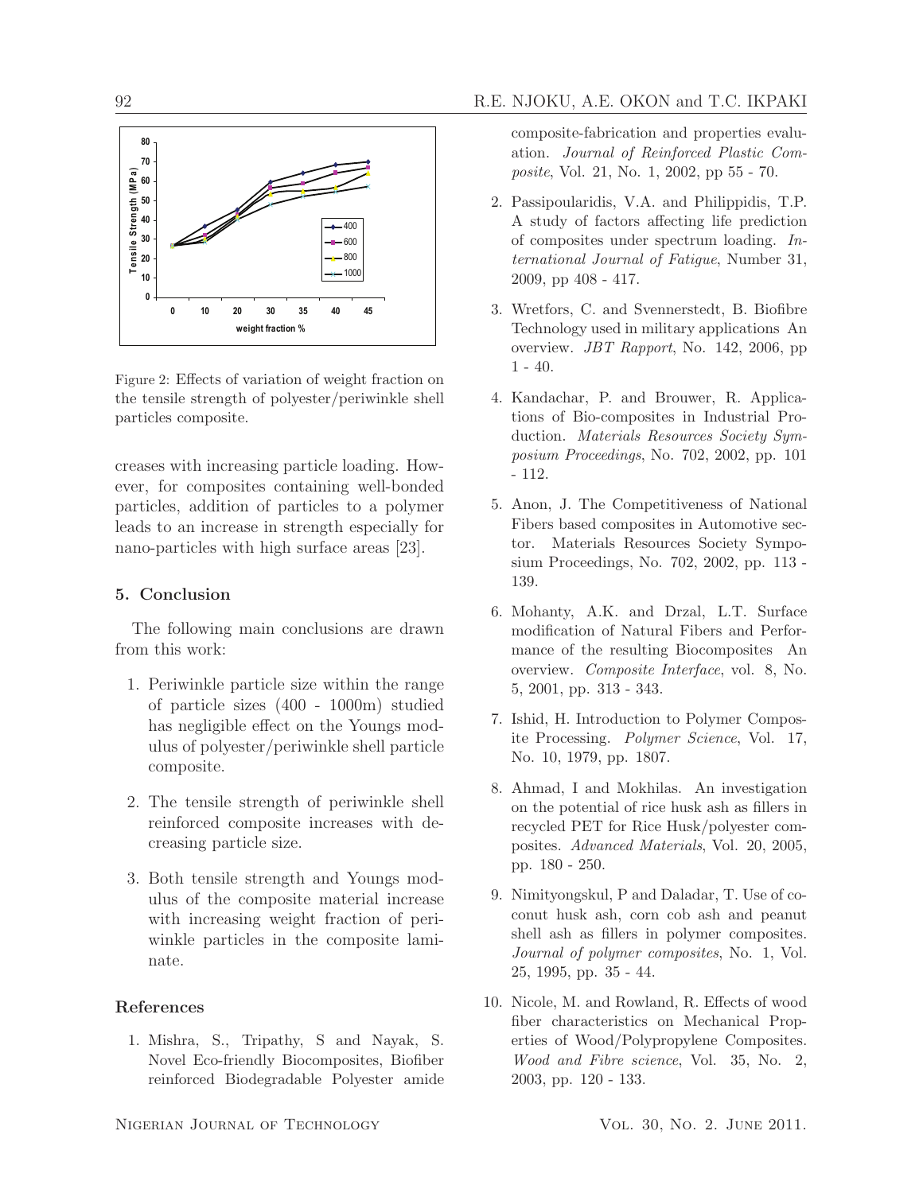Figure 2: Effects of variation of weight fraction on the tensile strength of polyester/periwinkle shell particles composite.

creases with increasing particle loading. However, for composites containing well-bonded particles, addition of particles to a polymer leads to an increase in strength especially for nano-particles with high surface areas [23].

## 5. Conclusion

The following main conclusions are drawn from this work:

1. Periwinkle particle size within the range of particle sizes (400 - 1000m) studied has negligible effect on the Youngs modulus of polyester/periwinkle shell particle composite.
2. The tensile strength of periwinkle shell reinforced composite increases with decreasing particle size.
3. Both tensile strength and Youngs modulus of the composite material increase with increasing weight fraction of periwinkle particles in the composite laminate.

## References

1. Mishra, S., Tripathy, S and Nayak, S. Novel Eco-friendly Biocomposites, Biofiber reinforced Biodegradable Polyester amide composite-fabrication and properties evaluation. *Journal of Reinforced Plastic Composite*, Vol. 21, No. 1, 2002, pp 55 - 70.
2. Passipoularidis, V.A. and Philippidis, T.P. A study of factors affecting life prediction of composites under spectrum loading. *International Journal of Fatigue*, Number 31, 2009, pp 408 - 417.
3. Wretfors, C. and Svennerstedt, B. Biofibre Technology used in military applications An overview. *JBT Rapport*, No. 142, 2006, pp 1 - 40.
4. Kandachar, P. and Brouwer, R. Applications of Bio-composites in Industrial Production. *Materials Resources Society Symposium Proceedings*, No. 702, 2002, pp. 101 - 112.
5. Anon, J. The Competitiveness of National Fibers based composites in Automotive sector. Materials Resources Society Symposium Proceedings, No. 702, 2002, pp. 113 - 139.
6. Mohanty, A.K. and Drzal, L.T. Surface modification of Natural Fibers and Performance of the resulting Biocomposites An overview. *Composite Interface*, vol. 8, No. 5, 2001, pp. 313 - 343.
7. Ishid, H. Introduction to Polymer Composite Processing. *Polymer Science*, Vol. 17, No. 10, 1979, pp. 1807.
8. Ahmad, I and Mokhilas. An investigation on the potential of rice husk ash as fillers in recycled PET for Rice Husk/polyester composites. *Advanced Materials*, Vol. 20, 2005, pp. 180 - 250.
9. Nimityongskul, P and Daladar, T. Use of coconut husk ash, corn cob ash and peanut shell ash as fillers in polymer composites. *Journal of polymer composites*, No. 1, Vol. 25, 1995, pp. 35 - 44.
10. Nicole, M. and Rowland, R. Effects of wood fiber characteristics on Mechanical Properties of Wood/Polypropylene Composites. *Wood and Fibre science*, Vol. 35, No. 2, 2003, pp. 120 - 133.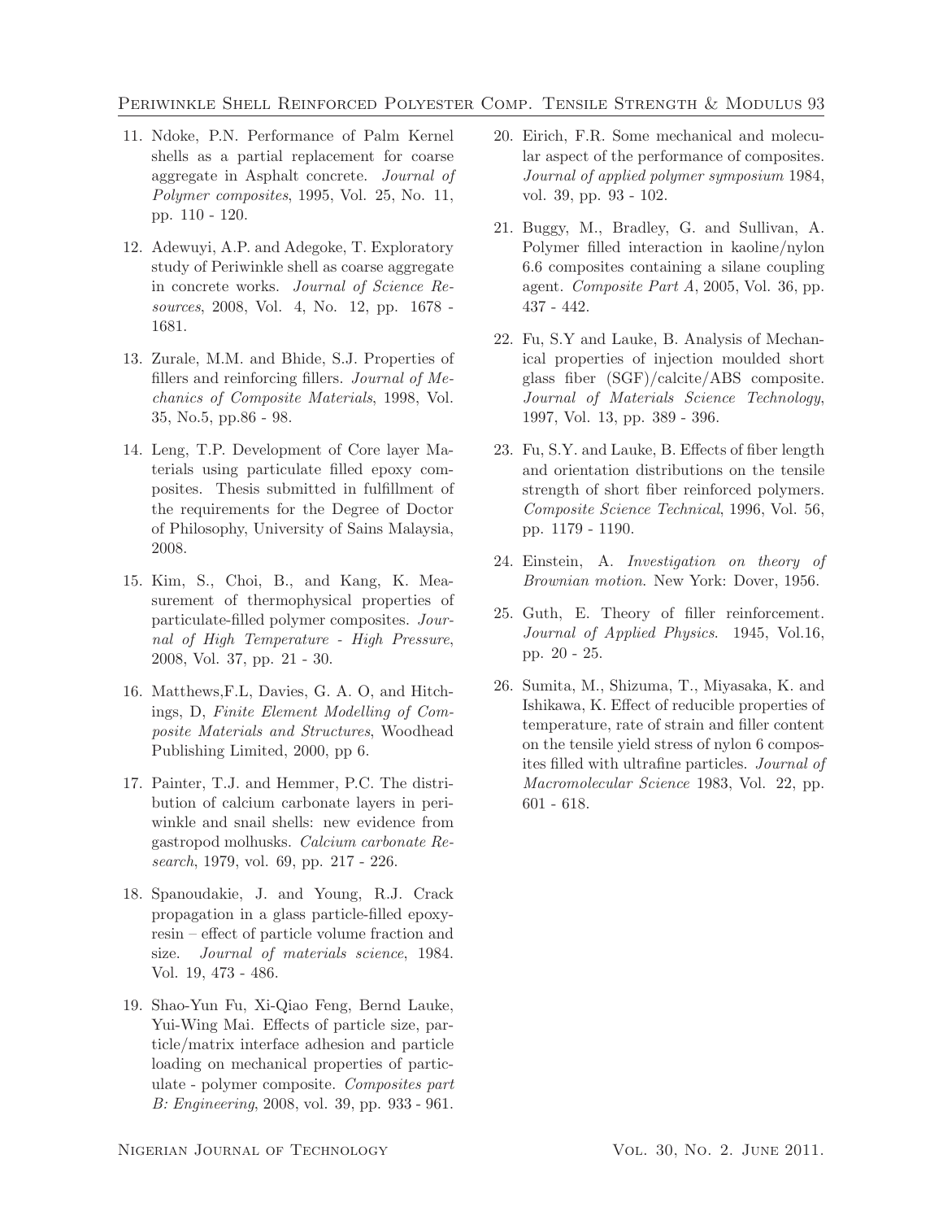11. Ndoke, P.N. Performance of Palm Kernel shells as a partial replacement for coarse aggregate in Asphalt concrete. *Journal of Polymer composites*, 1995, Vol. 25, No. 11, pp. 110 - 120.

12. Adewuyi, A.P. and Adegoke, T. Exploratory study of Periwinkle shell as coarse aggregate in concrete works. *Journal of Science Resources*, 2008, Vol. 4, No. 12, pp. 1678 - 1681.

13. Zurale, M.M. and Bhide, S.J. Properties of fillers and reinforcing fillers. *Journal of Mechanics of Composite Materials*, 1998, Vol. 35, No.5, pp.86 - 98.

14. Leng, T.P. Development of Core layer Materials using particulate filled epoxy composites. Thesis submitted in fulfillment of the requirements for the Degree of Doctor of Philosophy, University of Sains Malaysia, 2008.

15. Kim, S., Choi, B., and Kang, K. Measurement of thermophysical properties of particulate-filled polymer composites. *Journal of High Temperature - High Pressure*, 2008, Vol. 37, pp. 21 - 30.

16. Matthews,F.L, Davies, G. A. O, and Hitchings, D, *Finite Element Modelling of Composite Materials and Structures*, Woodhead Publishing Limited, 2000, pp 6.

17. Painter, T.J. and Hemmer, P.C. The distribution of calcium carbonate layers in periwinkle and snail shells: new evidence from gastropod molhusks. *Calcium carbonate Research*, 1979, vol. 69, pp. 217 - 226.

18. Spanoudakie, J. and Young, R.J. Crack propagation in a glass particle-filled epoxy-resin – effect of particle volume fraction and size. *Journal of materials science*, 1984. Vol. 19, 473 - 486.

19. Shao-Yun Fu, Xi-Qiao Feng, Bernd Lauke, Yui-Wing Mai. Effects of particle size, particle/matrix interface adhesion and particle loading on mechanical properties of particulate - polymer composite. *Composites part B: Engineering*, 2008, vol. 39, pp. 933 - 961.

20. Eirich, F.R. Some mechanical and molecular aspect of the performance of composites. *Journal of applied polymer symposium* 1984, vol. 39, pp. 93 - 102.

21. Buggy, M., Bradley, G. and Sullivan, A. Polymer filled interaction in kaoline/nylon 6.6 composites containing a silane coupling agent. *Composite Part A*, 2005, Vol. 36, pp. 437 - 442.

22. Fu, S.Y and Lauke, B. Analysis of Mechanical properties of injection moulded short glass fiber (SGF)/calcite/ABS composite. *Journal of Materials Science Technology*, 1997, Vol. 13, pp. 389 - 396.

23. Fu, S.Y. and Lauke, B. Effects of fiber length and orientation distributions on the tensile strength of short fiber reinforced polymers. *Composite Science Technical*, 1996, Vol. 56, pp. 1179 - 1190.

24. Einstein, A. *Investigation on theory of Brownian motion*. New York: Dover, 1956.

25. Guth, E. Theory of filler reinforcement. *Journal of Applied Physics*. 1945, Vol.16, pp. 20 - 25.

26. Sumita, M., Shizuma, T., Miyasaka, K. and Ishikawa, K. Effect of reducible properties of temperature, rate of strain and filler content on the tensile yield stress of nylon 6 composites filled with ultrafine particles. *Journal of Macromolecular Science* 1983, Vol. 22, pp. 601 - 618.